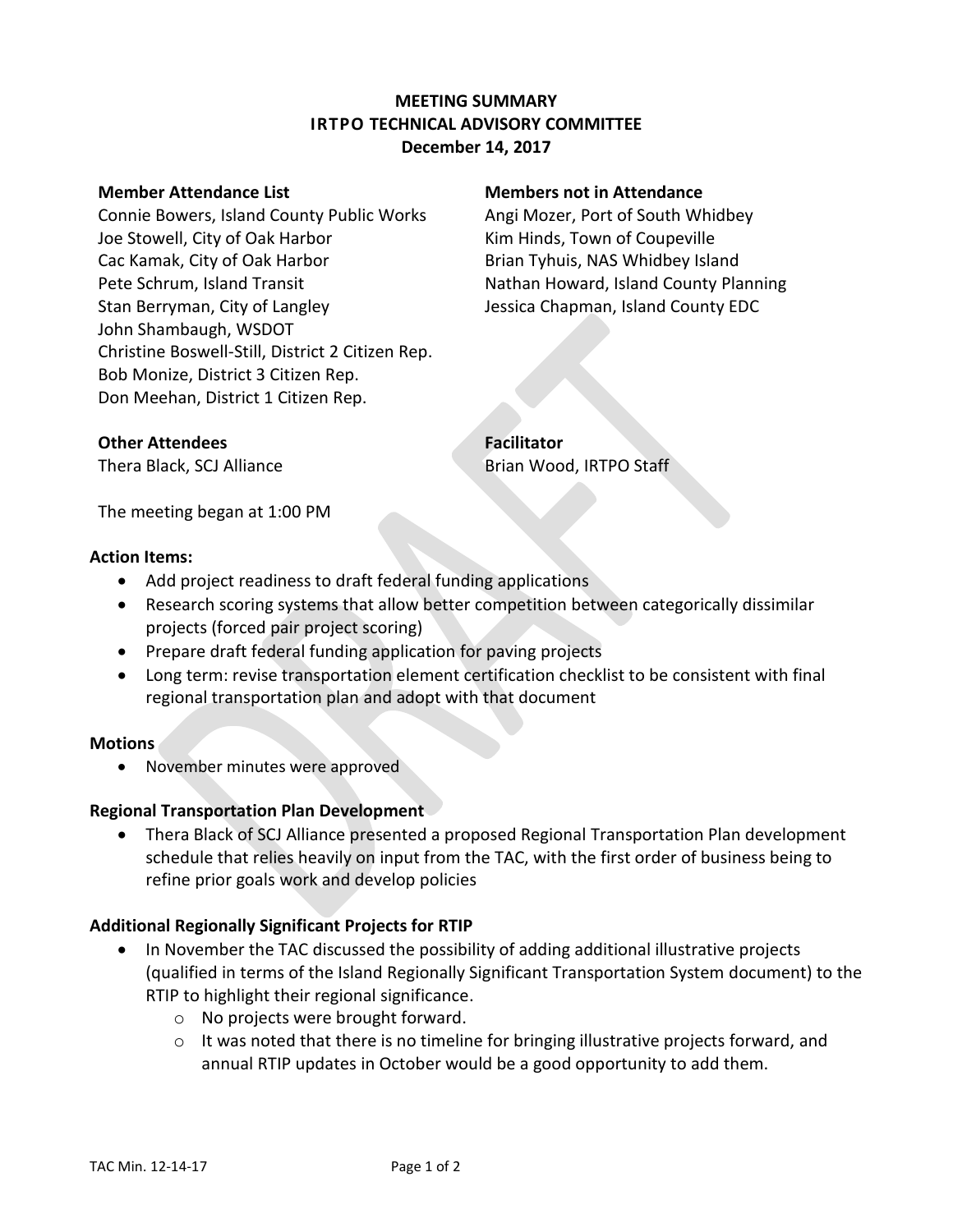**MEETING SUMMARY**
**IRTPO TECHNICAL ADVISORY COMMITTEE**
**December 14, 2017**

**Member Attendance List**
Connie Bowers, Island County Public Works
Joe Stowell, City of Oak Harbor
Cac Kamak, City of Oak Harbor
Pete Schrum, Island Transit
Stan Berryman, City of Langley
John Shambaugh, WSDOT
Christine Boswell-Still, District 2 Citizen Rep.
Bob Monize, District 3 Citizen Rep.
Don Meehan, District 1 Citizen Rep.

**Members not in Attendance**
Angi Mozer, Port of South Whidbey
Kim Hinds, Town of Coupeville
Brian Tyhuis, NAS Whidbey Island
Nathan Howard, Island County Planning
Jessica Chapman, Island County EDC

**Other Attendees**
Thera Black, SCJ Alliance

**Facilitator**
Brian Wood, IRTPO Staff

The meeting began at 1:00 PM

**Action Items:**

- Add project readiness to draft federal funding applications
- Research scoring systems that allow better competition between categorically dissimilar projects (forced pair project scoring)
- Prepare draft federal funding application for paving projects
- Long term: revise transportation element certification checklist to be consistent with final regional transportation plan and adopt with that document

**Motions**

- November minutes were approved

**Regional Transportation Plan Development**

- Thera Black of SCJ Alliance presented a proposed Regional Transportation Plan development schedule that relies heavily on input from the TAC, with the first order of business being to refine prior goals work and develop policies

**Additional Regionally Significant Projects for RTIP**

- In November the TAC discussed the possibility of adding additional illustrative projects (qualified in terms of the Island Regionally Significant Transportation System document) to the RTIP to highlight their regional significance.
  - No projects were brought forward.
  - It was noted that there is no timeline for bringing illustrative projects forward, and annual RTIP updates in October would be a good opportunity to add them.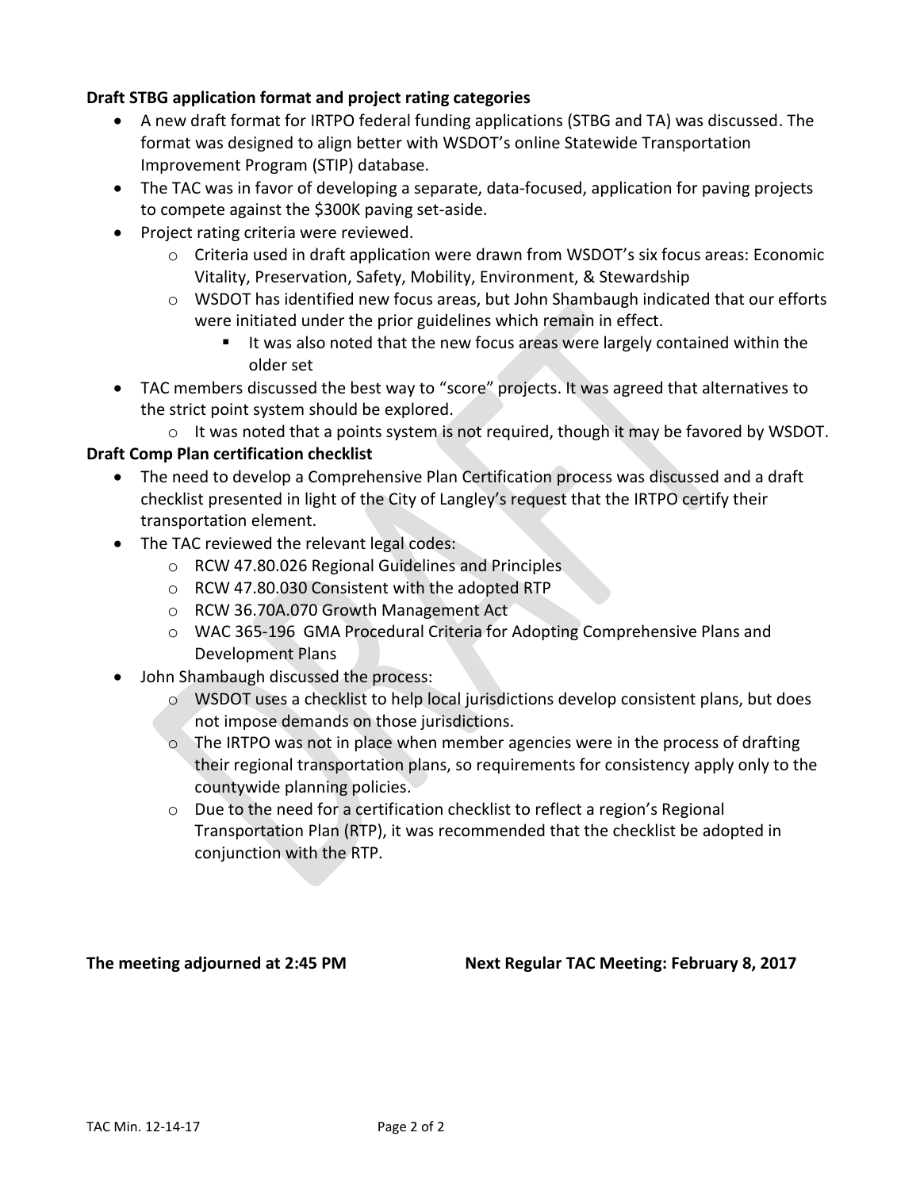**Draft STBG application format and project rating categories**

- A new draft format for IRTPO federal funding applications (STBG and TA) was discussed. The format was designed to align better with WSDOT's online Statewide Transportation Improvement Program (STIP) database.
- The TAC was in favor of developing a separate, data-focused, application for paving projects to compete against the $300K paving set-aside.
- Project rating criteria were reviewed.
  - Criteria used in draft application were drawn from WSDOT's six focus areas: Economic Vitality, Preservation, Safety, Mobility, Environment, & Stewardship
  - WSDOT has identified new focus areas, but John Shambaugh indicated that our efforts were initiated under the prior guidelines which remain in effect.
    - It was also noted that the new focus areas were largely contained within the older set
- TAC members discussed the best way to "score" projects. It was agreed that alternatives to the strict point system should be explored.
  - It was noted that a points system is not required, though it may be favored by WSDOT.

**Draft Comp Plan certification checklist**

- The need to develop a Comprehensive Plan Certification process was discussed and a draft checklist presented in light of the City of Langley's request that the IRTPO certify their transportation element.
- The TAC reviewed the relevant legal codes:
  - RCW 47.80.026 Regional Guidelines and Principles
  - RCW 47.80.030 Consistent with the adopted RTP
  - RCW 36.70A.070 Growth Management Act
  - WAC 365-196 GMA Procedural Criteria for Adopting Comprehensive Plans and Development Plans
- John Shambaugh discussed the process:
  - WSDOT uses a checklist to help local jurisdictions develop consistent plans, but does not impose demands on those jurisdictions.
  - The IRTPO was not in place when member agencies were in the process of drafting their regional transportation plans, so requirements for consistency apply only to the countywide planning policies.
  - Due to the need for a certification checklist to reflect a region's Regional Transportation Plan (RTP), it was recommended that the checklist be adopted in conjunction with the RTP.

**The meeting adjourned at 2:45 PM** **Next Regular TAC Meeting: February 8, 2017**

TAC Min. 12-14-17